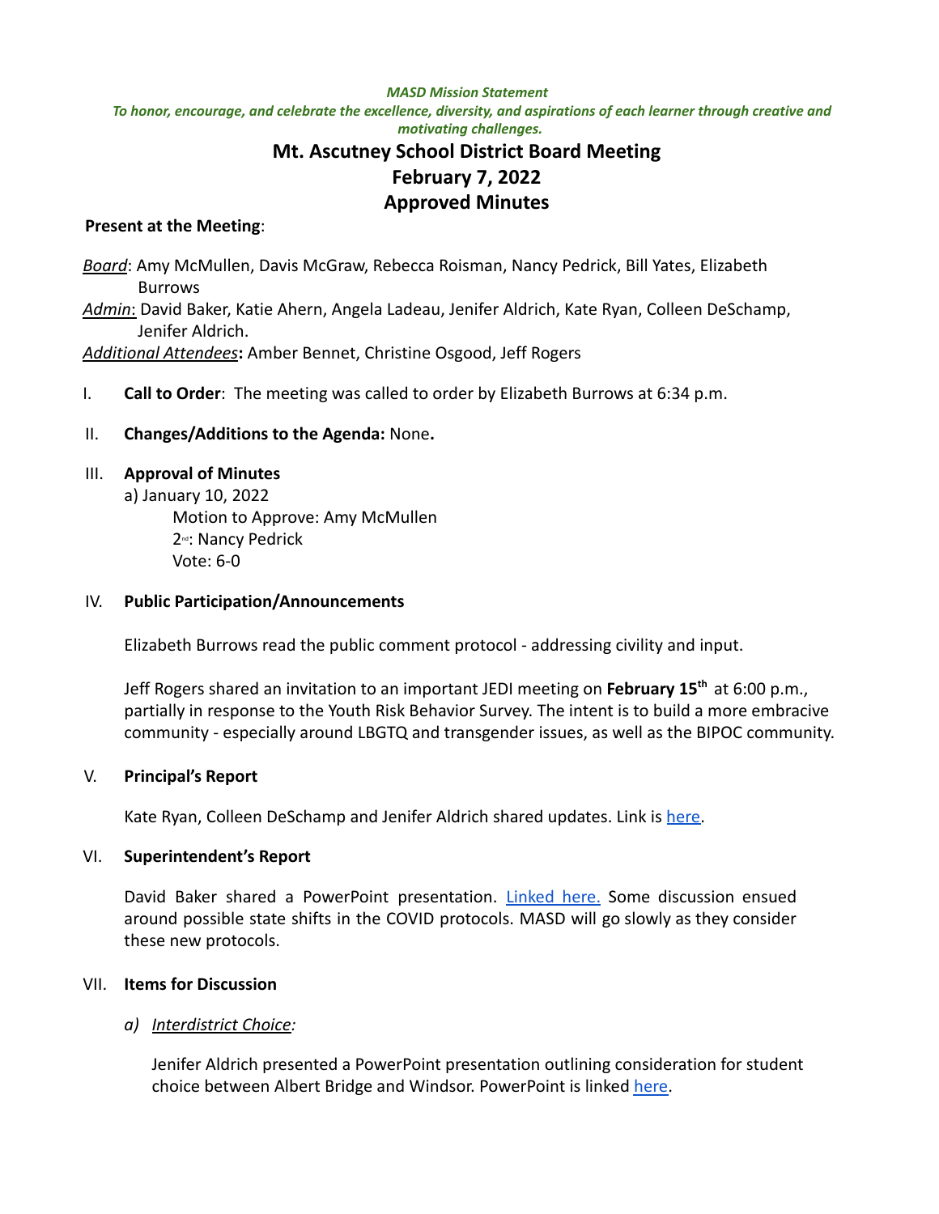*MASD Mission Statement*

*To honor, encourage, and celebrate the excellence, diversity, and aspirations of each learner through creative and motivating challenges.*

# Mt. Ascutney School District Board Meeting
# February 7, 2022
# Approved Minutes

**Present at the Meeting**:

*Board*: Amy McMullen, Davis McGraw, Rebecca Roisman, Nancy Pedrick, Bill Yates, Elizabeth Burrows

*Admin*: David Baker, Katie Ahern, Angela Ladeau, Jenifer Aldrich, Kate Ryan, Colleen DeSchamp, Jenifer Aldrich.

*Additional Attendees***:** Amber Bennet, Christine Osgood, Jeff Rogers

I. **Call to Order**: The meeting was called to order by Elizabeth Burrows at 6:34 p.m.

II. **Changes/Additions to the Agenda:** None**.**

III. **Approval of Minutes**

a) January 10, 2022

Motion to Approve: Amy McMullen

2nd: Nancy Pedrick

Vote: 6-0

IV. **Public Participation/Announcements**

Elizabeth Burrows read the public comment protocol - addressing civility and input.

Jeff Rogers shared an invitation to an important JEDI meeting on **February 15th** at 6:00 p.m., partially in response to the Youth Risk Behavior Survey. The intent is to build a more embracive community - especially around LBGTQ and transgender issues, as well as the BIPOC community.

V. **Principal's Report**

Kate Ryan, Colleen DeSchamp and Jenifer Aldrich shared updates. Link is here.

VI. **Superintendent's Report**

David Baker shared a PowerPoint presentation. Linked here. Some discussion ensued around possible state shifts in the COVID protocols. MASD will go slowly as they consider these new protocols.

VII. **Items for Discussion**

a) *Interdistrict Choice:*

Jenifer Aldrich presented a PowerPoint presentation outlining consideration for student choice between Albert Bridge and Windsor. PowerPoint is linked here.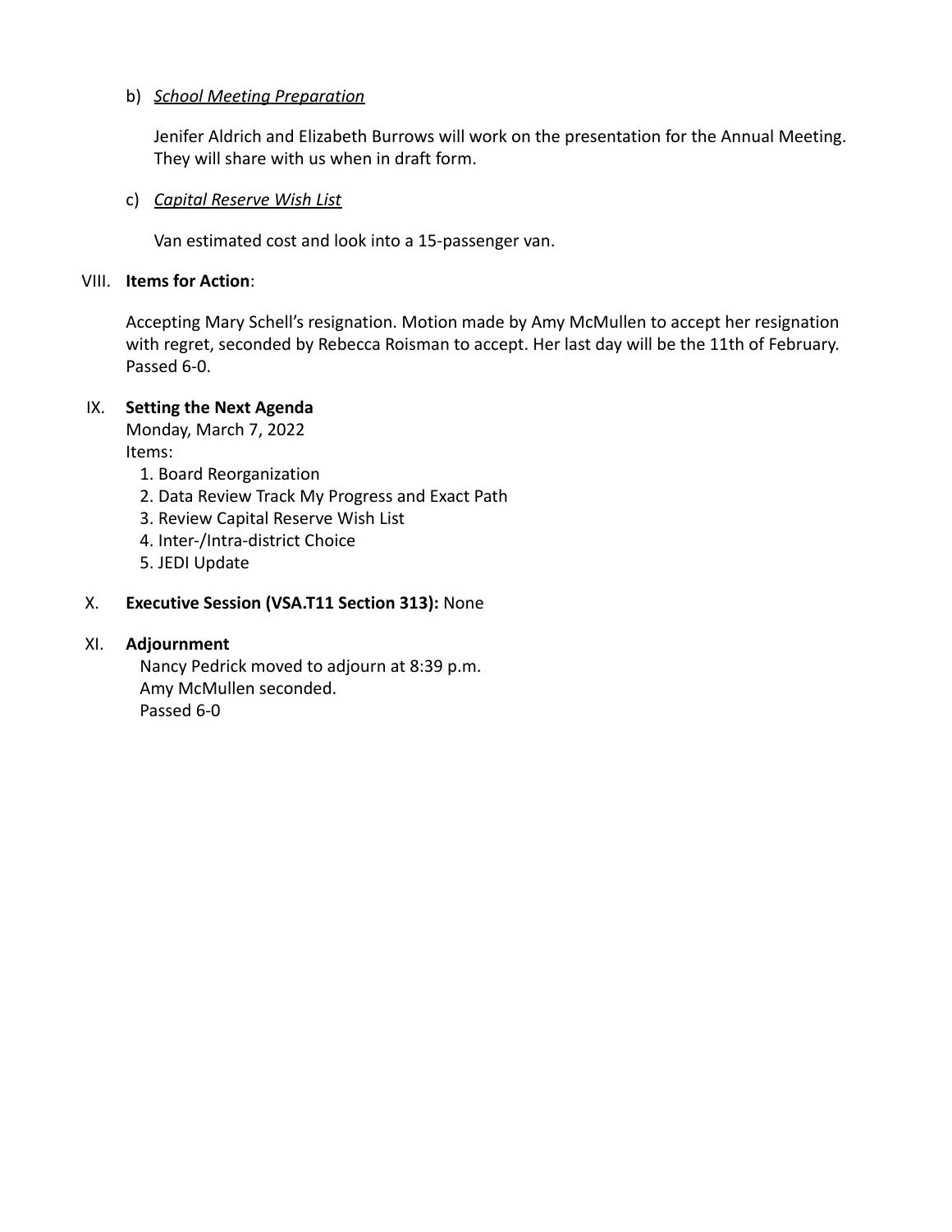b) *Capital Reserve Wish List* appears after b) — full content:

b) ***School Meeting Preparation***

Jenifer Aldrich and Elizabeth Burrows will work on the presentation for the Annual Meeting. They will share with us when in draft form.

c) ***Capital Reserve Wish List***

Van estimated cost and look into a 15-passenger van.

VIII. **Items for Action**:

Accepting Mary Schell's resignation. Motion made by Amy McMullen to accept her resignation with regret, seconded by Rebecca Roisman to accept. Her last day will be the 11th of February. Passed 6-0.

IX. **Setting the Next Agenda**

Monday, March 7, 2022

Items:

1. Board Reorganization
2. Data Review Track My Progress and Exact Path
3. Review Capital Reserve Wish List
4. Inter-/Intra-district Choice
5. JEDI Update

X. **Executive Session (VSA.T11 Section 313):** None

XI. **Adjournment**

Nancy Pedrick moved to adjourn at 8:39 p.m.
Amy McMullen seconded.
Passed 6-0